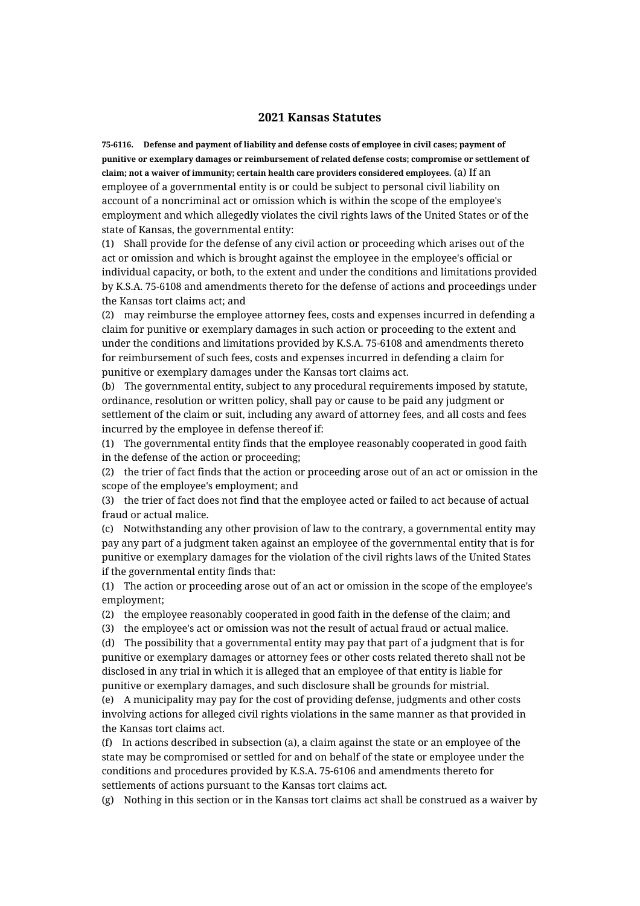# 2021 Kansas Statutes

**75-6116. Defense and payment of liability and defense costs of employee in civil cases; payment of punitive or exemplary damages or reimbursement of related defense costs; compromise or settlement of claim; not a waiver of immunity; certain health care providers considered employees.** (a) If an employee of a governmental entity is or could be subject to personal civil liability on account of a noncriminal act or omission which is within the scope of the employee's employment and which allegedly violates the civil rights laws of the United States or of the state of Kansas, the governmental entity:

(1) Shall provide for the defense of any civil action or proceeding which arises out of the act or omission and which is brought against the employee in the employee's official or individual capacity, or both, to the extent and under the conditions and limitations provided by K.S.A. 75-6108 and amendments thereto for the defense of actions and proceedings under the Kansas tort claims act; and

(2) may reimburse the employee attorney fees, costs and expenses incurred in defending a claim for punitive or exemplary damages in such action or proceeding to the extent and under the conditions and limitations provided by K.S.A. 75-6108 and amendments thereto for reimbursement of such fees, costs and expenses incurred in defending a claim for punitive or exemplary damages under the Kansas tort claims act.

(b) The governmental entity, subject to any procedural requirements imposed by statute, ordinance, resolution or written policy, shall pay or cause to be paid any judgment or settlement of the claim or suit, including any award of attorney fees, and all costs and fees incurred by the employee in defense thereof if:

(1) The governmental entity finds that the employee reasonably cooperated in good faith in the defense of the action or proceeding;

(2) the trier of fact finds that the action or proceeding arose out of an act or omission in the scope of the employee's employment; and

(3) the trier of fact does not find that the employee acted or failed to act because of actual fraud or actual malice.

(c) Notwithstanding any other provision of law to the contrary, a governmental entity may pay any part of a judgment taken against an employee of the governmental entity that is for punitive or exemplary damages for the violation of the civil rights laws of the United States if the governmental entity finds that:

(1) The action or proceeding arose out of an act or omission in the scope of the employee's employment;

(2) the employee reasonably cooperated in good faith in the defense of the claim; and

(3) the employee's act or omission was not the result of actual fraud or actual malice.

(d) The possibility that a governmental entity may pay that part of a judgment that is for punitive or exemplary damages or attorney fees or other costs related thereto shall not be disclosed in any trial in which it is alleged that an employee of that entity is liable for punitive or exemplary damages, and such disclosure shall be grounds for mistrial.

(e) A municipality may pay for the cost of providing defense, judgments and other costs involving actions for alleged civil rights violations in the same manner as that provided in the Kansas tort claims act.

(f) In actions described in subsection (a), a claim against the state or an employee of the state may be compromised or settled for and on behalf of the state or employee under the conditions and procedures provided by K.S.A. 75-6106 and amendments thereto for settlements of actions pursuant to the Kansas tort claims act.

(g) Nothing in this section or in the Kansas tort claims act shall be construed as a waiver by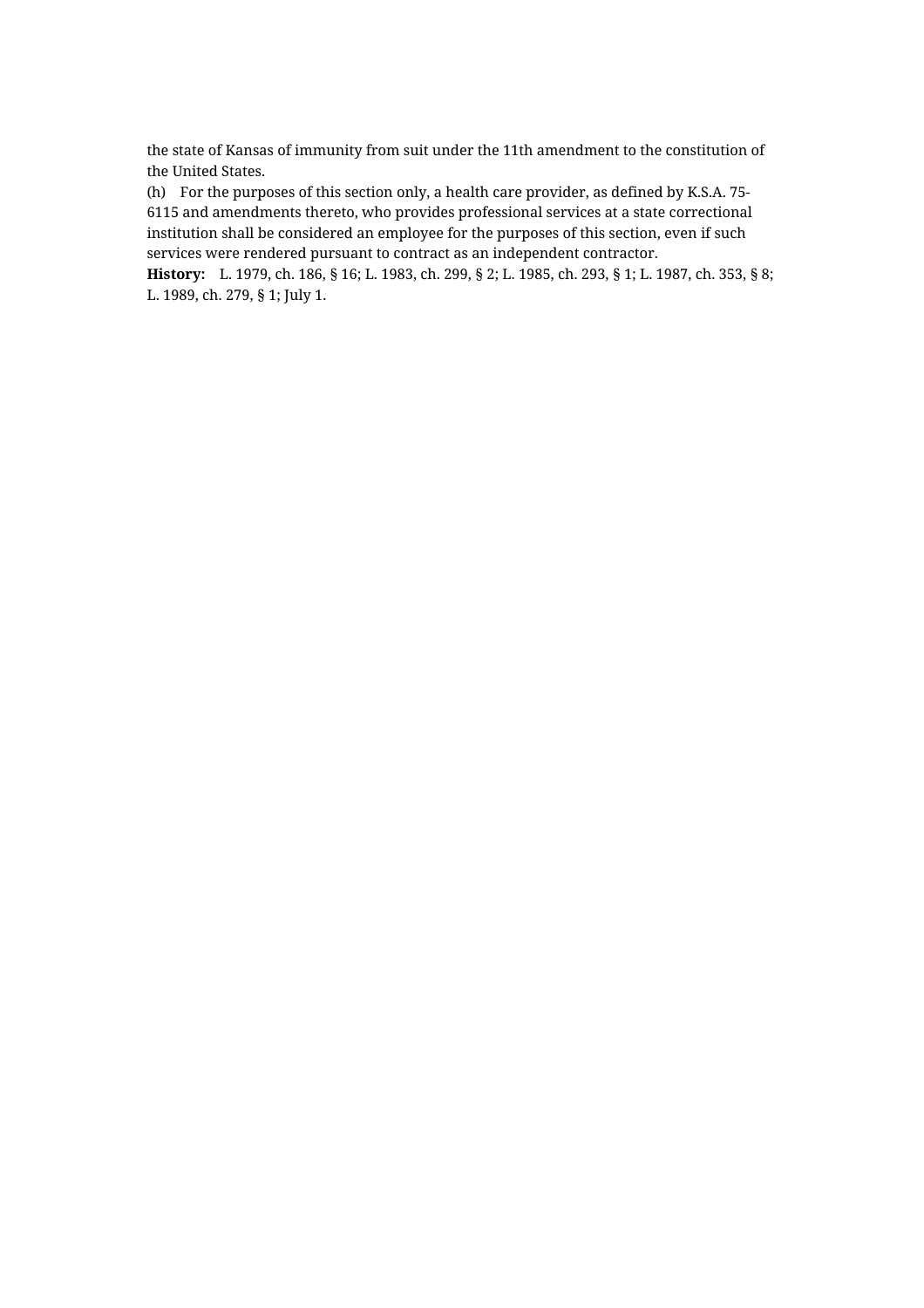the state of Kansas of immunity from suit under the 11th amendment to the constitution of the United States.

(h) For the purposes of this section only, a health care provider, as defined by K.S.A. 75-6115 and amendments thereto, who provides professional services at a state correctional institution shall be considered an employee for the purposes of this section, even if such services were rendered pursuant to contract as an independent contractor.

**History:** L. 1979, ch. 186, § 16; L. 1983, ch. 299, § 2; L. 1985, ch. 293, § 1; L. 1987, ch. 353, § 8; L. 1989, ch. 279, § 1; July 1.